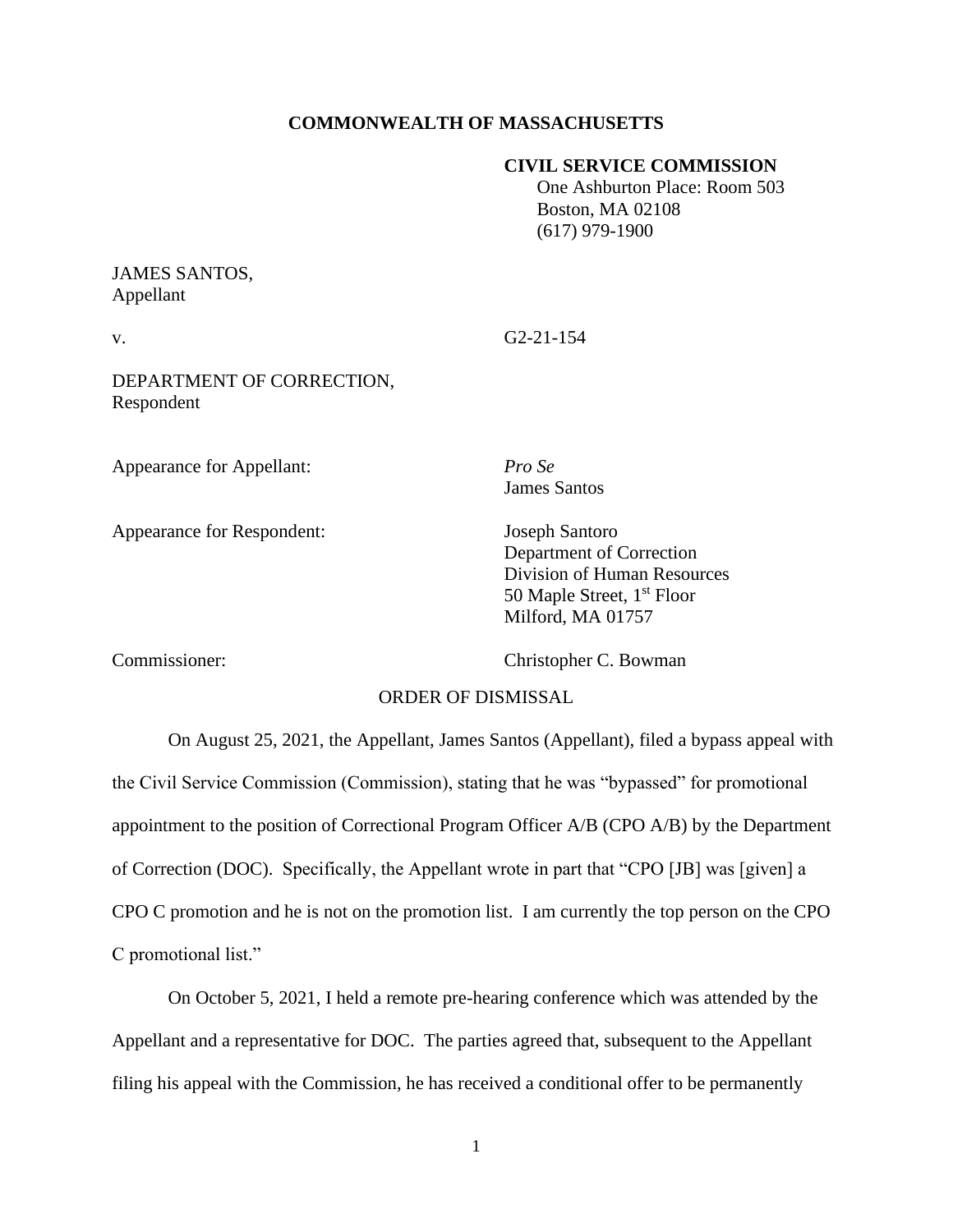**COMMONWEALTH OF MASSACHUSETTS**

**CIVIL SERVICE COMMISSION**
One Ashburton Place: Room 503
Boston, MA 02108
(617) 979-1900

JAMES SANTOS,
Appellant

v. G2-21-154

DEPARTMENT OF CORRECTION,
Respondent

Appearance for Appellant: *Pro Se*
James Santos

Appearance for Respondent: Joseph Santoro
Department of Correction
Division of Human Resources
50 Maple Street, 1st Floor
Milford, MA 01757

Commissioner: Christopher C. Bowman

ORDER OF DISMISSAL

On August 25, 2021, the Appellant, James Santos (Appellant), filed a bypass appeal with the Civil Service Commission (Commission), stating that he was "bypassed" for promotional appointment to the position of Correctional Program Officer A/B (CPO A/B) by the Department of Correction (DOC). Specifically, the Appellant wrote in part that "CPO [JB] was [given] a CPO C promotion and he is not on the promotion list. I am currently the top person on the CPO C promotional list."

On October 5, 2021, I held a remote pre-hearing conference which was attended by the Appellant and a representative for DOC. The parties agreed that, subsequent to the Appellant filing his appeal with the Commission, he has received a conditional offer to be permanently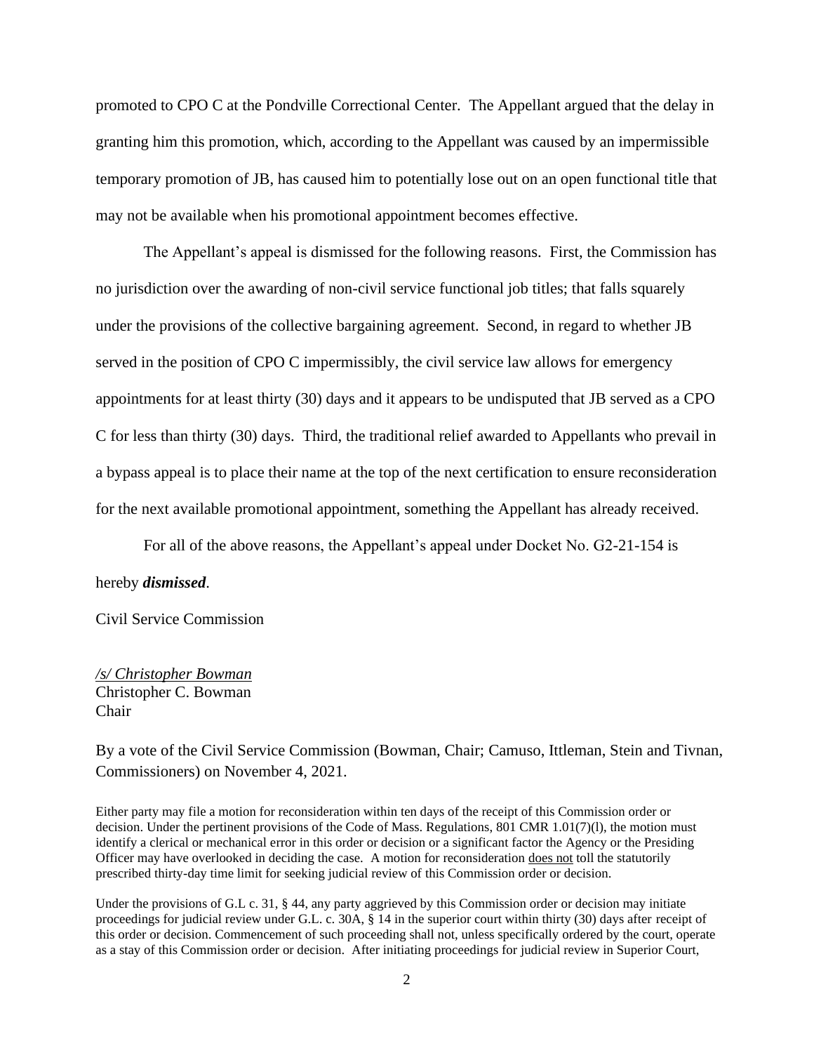promoted to CPO C at the Pondville Correctional Center. The Appellant argued that the delay in granting him this promotion, which, according to the Appellant was caused by an impermissible temporary promotion of JB, has caused him to potentially lose out on an open functional title that may not be available when his promotional appointment becomes effective.

The Appellant's appeal is dismissed for the following reasons. First, the Commission has no jurisdiction over the awarding of non-civil service functional job titles; that falls squarely under the provisions of the collective bargaining agreement. Second, in regard to whether JB served in the position of CPO C impermissibly, the civil service law allows for emergency appointments for at least thirty (30) days and it appears to be undisputed that JB served as a CPO C for less than thirty (30) days. Third, the traditional relief awarded to Appellants who prevail in a bypass appeal is to place their name at the top of the next certification to ensure reconsideration for the next available promotional appointment, something the Appellant has already received.

For all of the above reasons, the Appellant's appeal under Docket No. G2-21-154 is hereby ***dismissed***.

Civil Service Commission

*/s/ Christopher Bowman*
Christopher C. Bowman
Chair

By a vote of the Civil Service Commission (Bowman, Chair; Camuso, Ittleman, Stein and Tivnan, Commissioners) on November 4, 2021.

Either party may file a motion for reconsideration within ten days of the receipt of this Commission order or decision. Under the pertinent provisions of the Code of Mass. Regulations, 801 CMR 1.01(7)(l), the motion must identify a clerical or mechanical error in this order or decision or a significant factor the Agency or the Presiding Officer may have overlooked in deciding the case. A motion for reconsideration does not toll the statutorily prescribed thirty-day time limit for seeking judicial review of this Commission order or decision.

Under the provisions of G.L c. 31, § 44, any party aggrieved by this Commission order or decision may initiate proceedings for judicial review under G.L. c. 30A, § 14 in the superior court within thirty (30) days after receipt of this order or decision. Commencement of such proceeding shall not, unless specifically ordered by the court, operate as a stay of this Commission order or decision. After initiating proceedings for judicial review in Superior Court,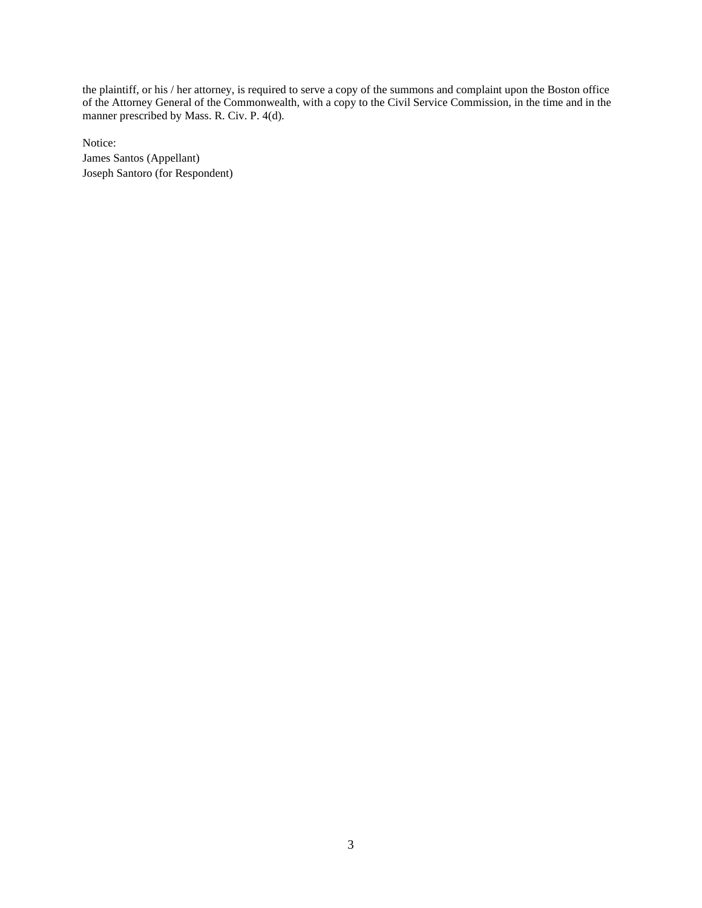the plaintiff, or his / her attorney, is required to serve a copy of the summons and complaint upon the Boston office of the Attorney General of the Commonwealth, with a copy to the Civil Service Commission, in the time and in the manner prescribed by Mass. R. Civ. P. 4(d).

Notice:
James Santos (Appellant)
Joseph Santoro (for Respondent)